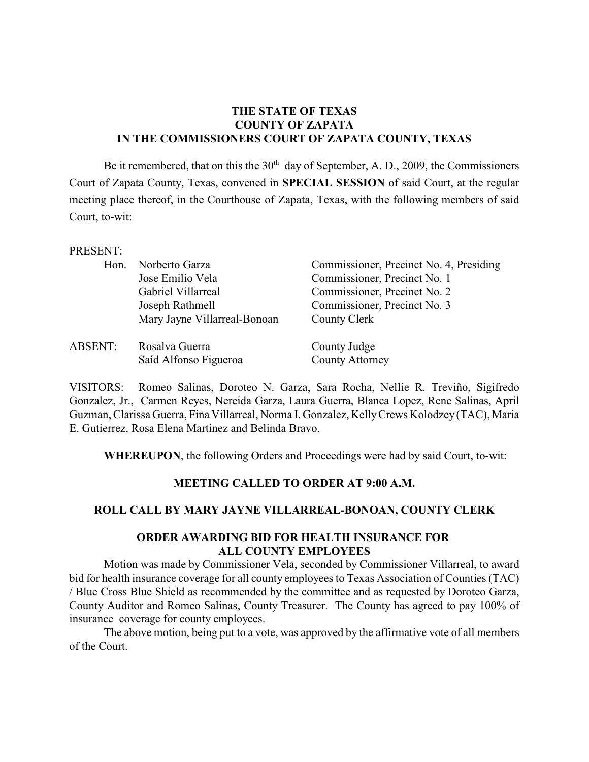**THE STATE OF TEXAS**
**COUNTY OF ZAPATA**
**IN THE COMMISSIONERS COURT OF ZAPATA COUNTY, TEXAS**

Be it remembered, that on this the 30th day of September, A. D., 2009, the Commissioners Court of Zapata County, Texas, convened in **SPECIAL SESSION** of said Court, at the regular meeting place thereof, in the Courthouse of Zapata, Texas, with the following members of said Court, to-wit:

PRESENT:

| | | |
|---|---|---|
| Hon. | Norberto Garza | Commissioner, Precinct No. 4, Presiding |
| | Jose Emilio Vela | Commissioner, Precinct No. 1 |
| | Gabriel Villarreal | Commissioner, Precinct No. 2 |
| | Joseph Rathmell | Commissioner, Precinct No. 3 |
| | Mary Jayne Villarreal-Bonoan | County Clerk |
| ABSENT: | Rosalva Guerra | County Judge |
| | Saíd Alfonso Figueroa | County Attorney |

VISITORS: Romeo Salinas, Doroteo N. Garza, Sara Rocha, Nellie R. Treviño, Sigifredo Gonzalez, Jr., Carmen Reyes, Nereida Garza, Laura Guerra, Blanca Lopez, Rene Salinas, April Guzman, Clarissa Guerra, Fina Villarreal, Norma I. Gonzalez, Kelly Crews Kolodzey (TAC), Maria E. Gutierrez, Rosa Elena Martinez and Belinda Bravo.

**WHEREUPON**, the following Orders and Proceedings were had by said Court, to-wit:

**MEETING CALLED TO ORDER AT 9:00 A.M.**

**ROLL CALL BY MARY JAYNE VILLARREAL-BONOAN, COUNTY CLERK**

**ORDER AWARDING BID FOR HEALTH INSURANCE FOR ALL COUNTY EMPLOYEES**

Motion was made by Commissioner Vela, seconded by Commissioner Villarreal, to award bid for health insurance coverage for all county employees to Texas Association of Counties (TAC) / Blue Cross Blue Shield as recommended by the committee and as requested by Doroteo Garza, County Auditor and Romeo Salinas, County Treasurer. The County has agreed to pay 100% of insurance coverage for county employees.

The above motion, being put to a vote, was approved by the affirmative vote of all members of the Court.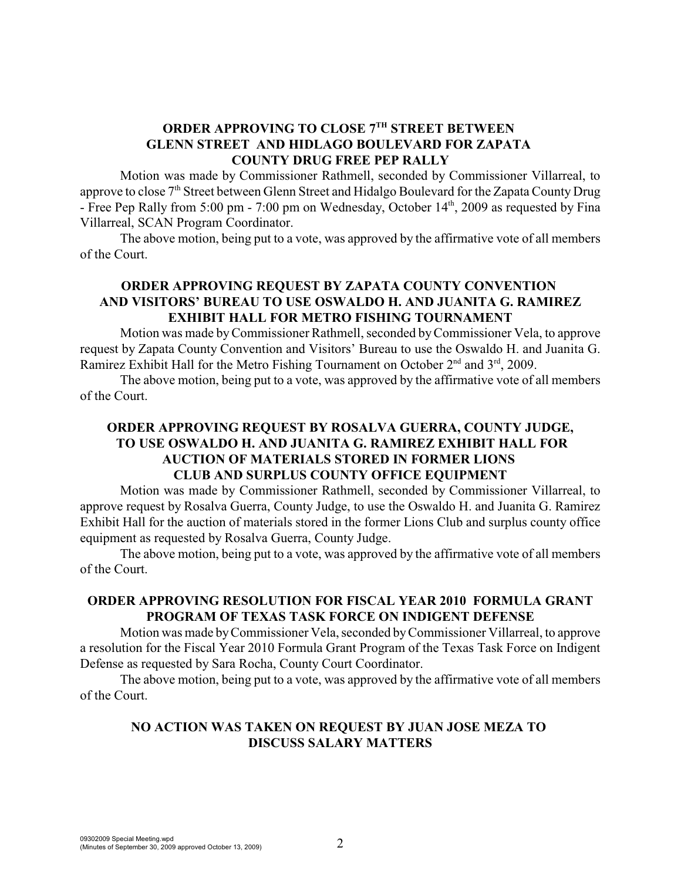### ORDER APPROVING TO CLOSE 7TH STREET BETWEEN GLENN STREET AND HIDLAGO BOULEVARD FOR ZAPATA COUNTY DRUG FREE PEP RALLY

Motion was made by Commissioner Rathmell, seconded by Commissioner Villarreal, to approve to close 7th Street between Glenn Street and Hidalgo Boulevard for the Zapata County Drug - Free Pep Rally from 5:00 pm - 7:00 pm on Wednesday, October 14th, 2009 as requested by Fina Villarreal, SCAN Program Coordinator.

The above motion, being put to a vote, was approved by the affirmative vote of all members of the Court.

### ORDER APPROVING REQUEST BY ZAPATA COUNTY CONVENTION AND VISITORS' BUREAU TO USE OSWALDO H. AND JUANITA G. RAMIREZ EXHIBIT HALL FOR METRO FISHING TOURNAMENT

Motion was made by Commissioner Rathmell, seconded by Commissioner Vela, to approve request by Zapata County Convention and Visitors' Bureau to use the Oswaldo H. and Juanita G. Ramirez Exhibit Hall for the Metro Fishing Tournament on October 2nd and 3rd, 2009.

The above motion, being put to a vote, was approved by the affirmative vote of all members of the Court.

### ORDER APPROVING REQUEST BY ROSALVA GUERRA, COUNTY JUDGE, TO USE OSWALDO H. AND JUANITA G. RAMIREZ EXHIBIT HALL FOR AUCTION OF MATERIALS STORED IN FORMER LIONS CLUB AND SURPLUS COUNTY OFFICE EQUIPMENT

Motion was made by Commissioner Rathmell, seconded by Commissioner Villarreal, to approve request by Rosalva Guerra, County Judge, to use the Oswaldo H. and Juanita G. Ramirez Exhibit Hall for the auction of materials stored in the former Lions Club and surplus county office equipment as requested by Rosalva Guerra, County Judge.

The above motion, being put to a vote, was approved by the affirmative vote of all members of the Court.

### ORDER APPROVING RESOLUTION FOR FISCAL YEAR 2010 FORMULA GRANT PROGRAM OF TEXAS TASK FORCE ON INDIGENT DEFENSE

Motion was made by Commissioner Vela, seconded by Commissioner Villarreal, to approve a resolution for the Fiscal Year 2010 Formula Grant Program of the Texas Task Force on Indigent Defense as requested by Sara Rocha, County Court Coordinator.

The above motion, being put to a vote, was approved by the affirmative vote of all members of the Court.

### NO ACTION WAS TAKEN ON REQUEST BY JUAN JOSE MEZA TO DISCUSS SALARY MATTERS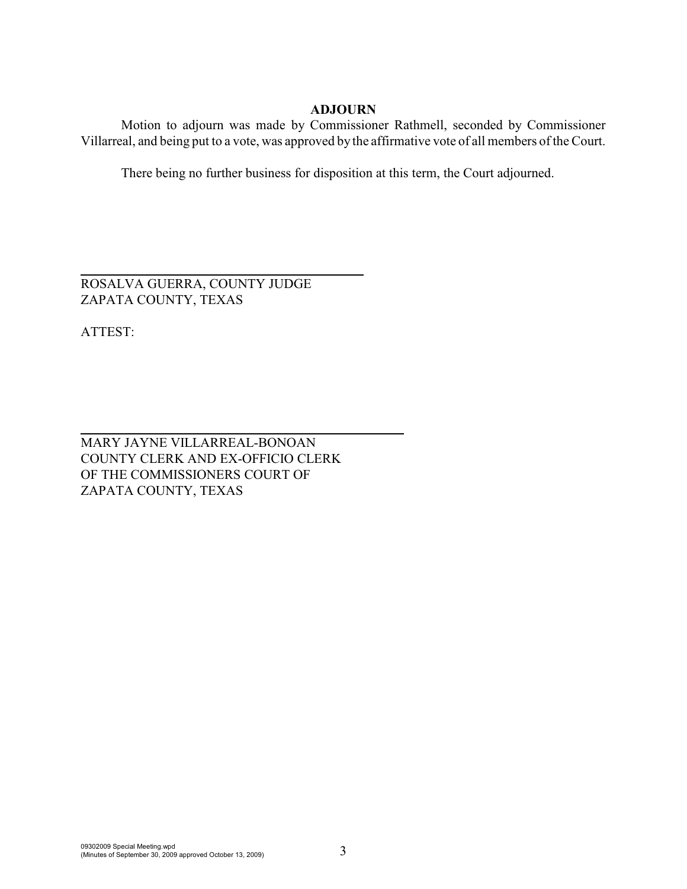**ADJOURN**

Motion to adjourn was made by Commissioner Rathmell, seconded by Commissioner Villarreal, and being put to a vote, was approved by the affirmative vote of all members of the Court.

There being no further business for disposition at this term, the Court adjourned.

\_\_\_\_\_\_\_\_\_\_\_\_\_\_\_\_\_\_\_\_\_\_\_\_\_\_\_\_\_\_\_\_\_\_\_\_\_\_

ROSALVA GUERRA, COUNTY JUDGE
ZAPATA COUNTY, TEXAS

ATTEST:

\_\_\_\_\_\_\_\_\_\_\_\_\_\_\_\_\_\_\_\_\_\_\_\_\_\_\_\_\_\_\_\_\_\_\_\_\_\_\_\_\_\_\_

MARY JAYNE VILLARREAL-BONOAN
COUNTY CLERK AND EX-OFFICIO CLERK
OF THE COMMISSIONERS COURT OF
ZAPATA COUNTY, TEXAS

09302009 Special Meeting.wpd
(Minutes of September 30, 2009 approved October 13, 2009)